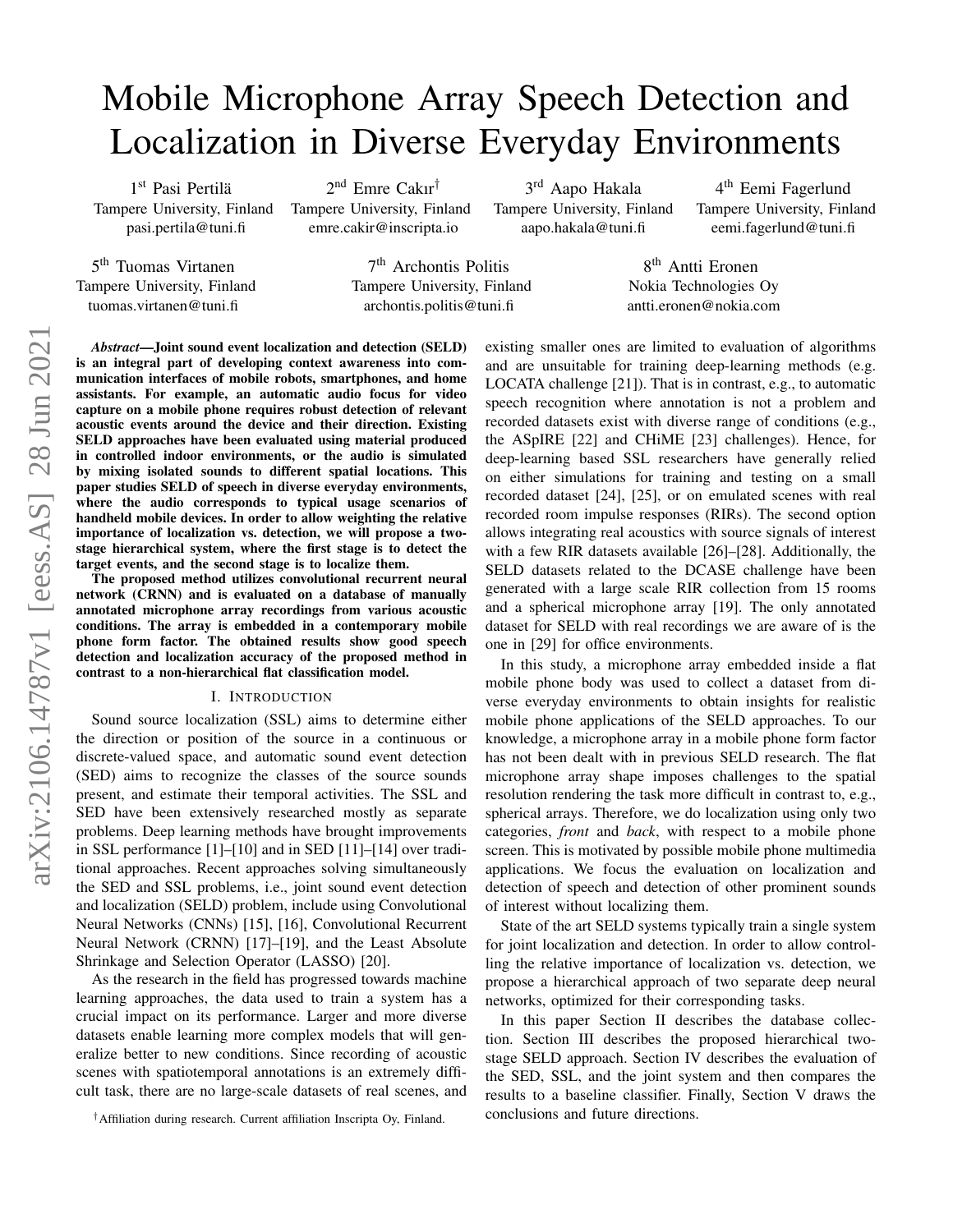# Mobile Microphone Array Speech Detection and Localization in Diverse Everyday Environments

1st Pasi Pertilä
Tampere University, Finland
pasi.pertila@tuni.fi

2nd Emre Cakır†
Tampere University, Finland
emre.cakir@inscripta.io

3rd Aapo Hakala
Tampere University, Finland
aapo.hakala@tuni.fi

4th Eemi Fagerlund
Tampere University, Finland
eemi.fagerlund@tuni.fi

5th Tuomas Virtanen
Tampere University, Finland
tuomas.virtanen@tuni.fi

7th Archontis Politis
Tampere University, Finland
archontis.politis@tuni.fi

8th Antti Eronen
Nokia Technologies Oy
antti.eronen@nokia.com

***Abstract*—Joint sound event localization and detection (SELD) is an integral part of developing context awareness into communication interfaces of mobile robots, smartphones, and home assistants. For example, an automatic audio focus for video capture on a mobile phone requires robust detection of relevant acoustic events around the device and their direction. Existing SELD approaches have been evaluated using material produced in controlled indoor environments, or the audio is simulated by mixing isolated sounds to different spatial locations. This paper studies SELD of speech in diverse everyday environments, where the audio corresponds to typical usage scenarios of handheld mobile devices. In order to allow weighting the relative importance of localization vs. detection, we will propose a two-stage hierarchical system, where the first stage is to detect the target events, and the second stage is to localize them.**

**The proposed method utilizes convolutional recurrent neural network (CRNN) and is evaluated on a database of manually annotated microphone array recordings from various acoustic conditions. The array is embedded in a contemporary mobile phone form factor. The obtained results show good speech detection and localization accuracy of the proposed method in contrast to a non-hierarchical flat classification model.**

## I. Introduction

Sound source localization (SSL) aims to determine either the direction or position of the source in a continuous or discrete-valued space, and automatic sound event detection (SED) aims to recognize the classes of the source sounds present, and estimate their temporal activities. The SSL and SED have been extensively researched mostly as separate problems. Deep learning methods have brought improvements in SSL performance [1]–[10] and in SED [11]–[14] over traditional approaches. Recent approaches solving simultaneously the SED and SSL problems, i.e., joint sound event detection and localization (SELD) problem, include using Convolutional Neural Networks (CNNs) [15], [16], Convolutional Recurrent Neural Network (CRNN) [17]–[19], and the Least Absolute Shrinkage and Selection Operator (LASSO) [20].

As the research in the field has progressed towards machine learning approaches, the data used to train a system has a crucial impact on its performance. Larger and more diverse datasets enable learning more complex models that will generalize better to new conditions. Since recording of acoustic scenes with spatiotemporal annotations is an extremely difficult task, there are no large-scale datasets of real scenes, and existing smaller ones are limited to evaluation of algorithms and are unsuitable for training deep-learning methods (e.g. LOCATA challenge [21]). That is in contrast, e.g., to automatic speech recognition where annotation is not a problem and recorded datasets exist with diverse range of conditions (e.g., the ASpIRE [22] and CHiME [23] challenges). Hence, for deep-learning based SSL researchers have generally relied on either simulations for training and testing on a small recorded dataset [24], [25], or on emulated scenes with real recorded room impulse responses (RIRs). The second option allows integrating real acoustics with source signals of interest with a few RIR datasets available [26]–[28]. Additionally, the SELD datasets related to the DCASE challenge have been generated with a large scale RIR collection from 15 rooms and a spherical microphone array [19]. The only annotated dataset for SELD with real recordings we are aware of is the one in [29] for office environments.

In this study, a microphone array embedded inside a flat mobile phone body was used to collect a dataset from diverse everyday environments to obtain insights for realistic mobile phone applications of the SELD approaches. To our knowledge, a microphone array in a mobile phone form factor has not been dealt with in previous SELD research. The flat microphone array shape imposes challenges to the spatial resolution rendering the task more difficult in contrast to, e.g., spherical arrays. Therefore, we do localization using only two categories, *front* and *back*, with respect to a mobile phone screen. This is motivated by possible mobile phone multimedia applications. We focus the evaluation on localization and detection of speech and detection of other prominent sounds of interest without localizing them.

State of the art SELD systems typically train a single system for joint localization and detection. In order to allow controlling the relative importance of localization vs. detection, we propose a hierarchical approach of two separate deep neural networks, optimized for their corresponding tasks.

In this paper Section II describes the database collection. Section III describes the proposed hierarchical two-stage SELD approach. Section IV describes the evaluation of the SED, SSL, and the joint system and then compares the results to a baseline classifier. Finally, Section V draws the conclusions and future directions.

†Affiliation during research. Current affiliation Inscripta Oy, Finland.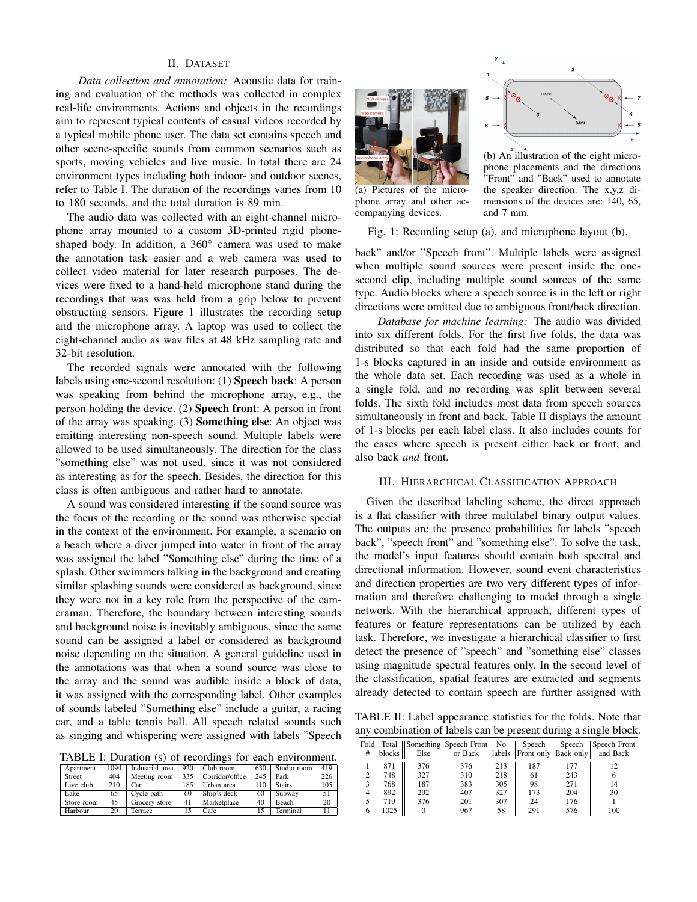## II. Dataset

*Data collection and annotation:* Acoustic data for training and evaluation of the methods was collected in complex real-life environments. Actions and objects in the recordings aim to represent typical contents of casual videos recorded by a typical mobile phone user. The data set contains speech and other scene-specific sounds from common scenarios such as sports, moving vehicles and live music. In total there are 24 environment types including both indoor- and outdoor scenes, refer to Table I. The duration of the recordings varies from 10 to 180 seconds, and the total duration is 89 min.

The audio data was collected with an eight-channel microphone array mounted to a custom 3D-printed rigid phone-shaped body. In addition, a 360° camera was used to make the annotation task easier and a web camera was used to collect video material for later research purposes. The devices were fixed to a hand-held microphone stand during the recordings that was was held from a grip below to prevent obstructing sensors. Figure 1 illustrates the recording setup and the microphone array. A laptop was used to collect the eight-channel audio as wav files at 48 kHz sampling rate and 32-bit resolution.

The recorded signals were annotated with the following labels using one-second resolution: (1) **Speech back**: A person was speaking from behind the microphone array, e.g., the person holding the device. (2) **Speech front**: A person in front of the array was speaking. (3) **Something else**: An object was emitting interesting non-speech sound. Multiple labels were allowed to be used simultaneously. The direction for the class "something else" was not used, since it was not considered as interesting as for the speech. Besides, the direction for this class is often ambiguous and rather hard to annotate.

A sound was considered interesting if the sound source was the focus of the recording or the sound was otherwise special in the context of the environment. For example, a scenario on a beach where a diver jumped into water in front of the array was assigned the label "Something else" during the time of a splash. Other swimmers talking in the background and creating similar splashing sounds were considered as background, since they were not in a key role from the perspective of the cameraman. Therefore, the boundary between interesting sounds and background noise is inevitably ambiguous, since the same sound can be assigned a label or considered as background noise depending on the situation. A general guideline used in the annotations was that when a sound source was close to the array and the sound was audible inside a block of data, it was assigned with the corresponding label. Other examples of sounds labeled "Something else" include a guitar, a racing car, and a table tennis ball. All speech related sounds such as singing and whispering were assigned with labels "Speech back" and/or "Speech front". Multiple labels were assigned when multiple sound sources were present inside the one-second clip, including multiple sound sources of the same type. Audio blocks where a speech source is in the left or right directions were omitted due to ambiguous front/back direction.

TABLE I: Duration (s) of recordings for each environment.

| | | | | | | | |
|---|---|---|---|---|---|---|---|
| Apartment | 1094 | Industrial area | 920 | Club room | 630 | Studio room | 419 |
| Street | 404 | Meeting room | 335 | Corridor/office | 245 | Park | 226 |
| Live club | 210 | Car | 185 | Urban area | 110 | Stairs | 105 |
| Lake | 65 | Cycle path | 60 | Ship's deck | 60 | Subway | 51 |
| Store room | 45 | Grocery store | 41 | Marketplace | 40 | Beach | 20 |
| Harbour | 20 | Terrace | 15 | Cafe | 15 | Terminal | 11 |

(a) Pictures of the microphone array and other accompanying devices.

(b) An illustration of the eight microphone placements and the directions "Front" and "Back" used to annotate the speaker direction. The x,y,z dimensions of the devices are: 140, 65, and 7 mm.

Fig. 1: Recording setup (a), and microphone layout (b).

*Database for machine learning:* The audio was divided into six different folds. For the first five folds, the data was distributed so that each fold had the same proportion of 1-s blocks captured in an inside and outside environment as the whole data set. Each recording was used as a whole in a single fold, and no recording was split between several folds. The sixth fold includes most data from speech sources simultaneously in front and back. Table II displays the amount of 1-s blocks per each label class. It also includes counts for the cases where speech is present either back or front, and also back *and* front.

TABLE II: Label appearance statistics for the folds. Note that any combination of labels can be present during a single block.

| Fold # | Total blocks | Something Else | Speech Front or Back | No labels | Speech Front only | Speech Back only | Speech Front and Back |
|---|---|---|---|---|---|---|---|
| 1 | 871 | 376 | 376 | 213 | 187 | 177 | 12 |
| 2 | 748 | 327 | 310 | 218 | 61 | 243 | 6 |
| 3 | 768 | 187 | 383 | 305 | 98 | 271 | 14 |
| 4 | 892 | 292 | 407 | 327 | 173 | 204 | 30 |
| 5 | 719 | 376 | 201 | 307 | 24 | 176 | 1 |
| 6 | 1025 | 0 | 967 | 58 | 291 | 576 | 100 |

## III. Hierarchical Classification Approach

Given the described labeling scheme, the direct approach is a flat classifier with three multilabel binary output values. The outputs are the presence probabilities for labels "speech back", "speech front" and "something else". To solve the task, the model's input features should contain both spectral and directional information. However, sound event characteristics and direction properties are two very different types of information and therefore challenging to model through a single network. With the hierarchical approach, different types of features or feature representations can be utilized by each task. Therefore, we investigate a hierarchical classifier to first detect the presence of "speech" and "something else" classes using magnitude spectral features only. In the second level of the classification, spatial features are extracted and segments already detected to contain speech are further assigned with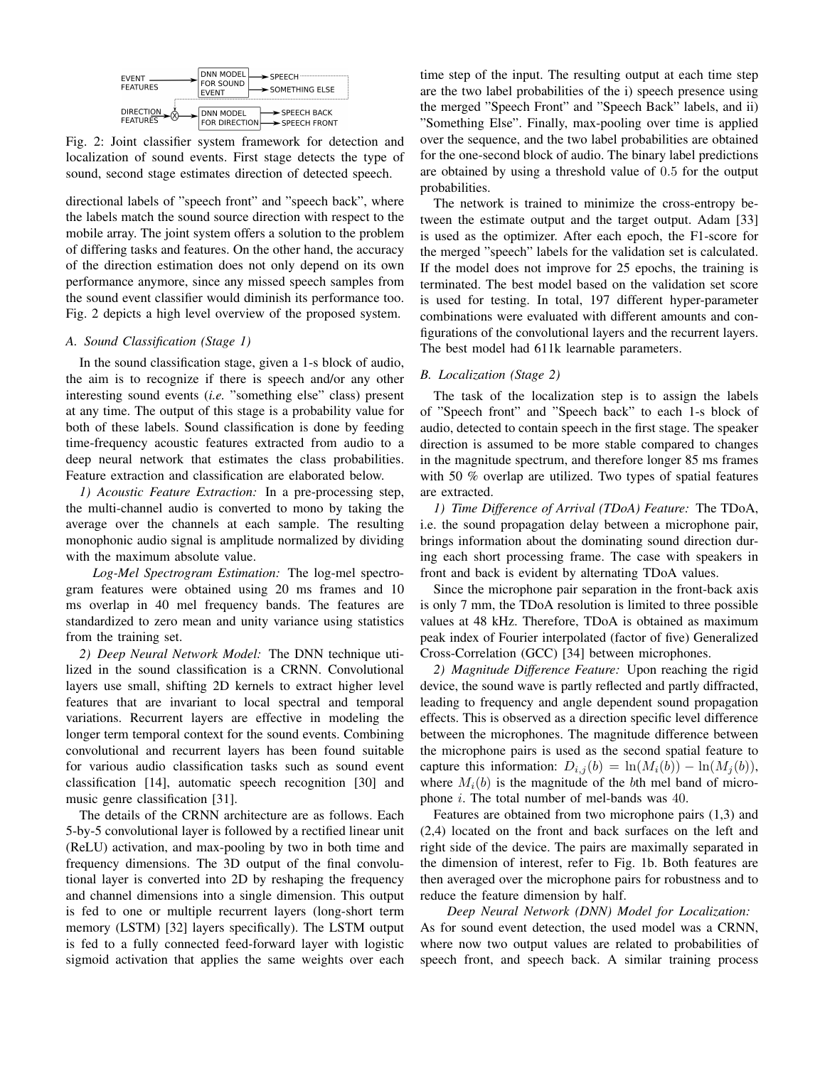Fig. 2: Joint classifier system framework for detection and localization of sound events. First stage detects the type of sound, second stage estimates direction of detected speech.

directional labels of "speech front" and "speech back", where the labels match the sound source direction with respect to the mobile array. The joint system offers a solution to the problem of differing tasks and features. On the other hand, the accuracy of the direction estimation does not only depend on its own performance anymore, since any missed speech samples from the sound event classifier would diminish its performance too. Fig. 2 depicts a high level overview of the proposed system.

### *A. Sound Classification (Stage 1)*

In the sound classification stage, given a 1-s block of audio, the aim is to recognize if there is speech and/or any other interesting sound events (*i.e.* "something else" class) present at any time. The output of this stage is a probability value for both of these labels. Sound classification is done by feeding time-frequency acoustic features extracted from audio to a deep neural network that estimates the class probabilities. Feature extraction and classification are elaborated below.

*1) Acoustic Feature Extraction:* In a pre-processing step, the multi-channel audio is converted to mono by taking the average over the channels at each sample. The resulting monophonic audio signal is amplitude normalized by dividing with the maximum absolute value.

*Log-Mel Spectrogram Estimation:* The log-mel spectrogram features were obtained using 20 ms frames and 10 ms overlap in 40 mel frequency bands. The features are standardized to zero mean and unity variance using statistics from the training set.

*2) Deep Neural Network Model:* The DNN technique utilized in the sound classification is a CRNN. Convolutional layers use small, shifting 2D kernels to extract higher level features that are invariant to local spectral and temporal variations. Recurrent layers are effective in modeling the longer term temporal context for the sound events. Combining convolutional and recurrent layers has been found suitable for various audio classification tasks such as sound event classification [14], automatic speech recognition [30] and music genre classification [31].

The details of the CRNN architecture are as follows. Each 5-by-5 convolutional layer is followed by a rectified linear unit (ReLU) activation, and max-pooling by two in both time and frequency dimensions. The 3D output of the final convolutional layer is converted into 2D by reshaping the frequency and channel dimensions into a single dimension. This output is fed to one or multiple recurrent layers (long-short term memory (LSTM) [32] layers specifically). The LSTM output is fed to a fully connected feed-forward layer with logistic sigmoid activation that applies the same weights over each time step of the input. The resulting output at each time step are the two label probabilities of the i) speech presence using the merged "Speech Front" and "Speech Back" labels, and ii) "Something Else". Finally, max-pooling over time is applied over the sequence, and the two label probabilities are obtained for the one-second block of audio. The binary label predictions are obtained by using a threshold value of $0.5$ for the output probabilities.

The network is trained to minimize the cross-entropy between the estimate output and the target output. Adam [33] is used as the optimizer. After each epoch, the F1-score for the merged "speech" labels for the validation set is calculated. If the model does not improve for 25 epochs, the training is terminated. The best model based on the validation set score is used for testing. In total, 197 different hyper-parameter combinations were evaluated with different amounts and configurations of the convolutional layers and the recurrent layers. The best model had 611k learnable parameters.

### *B. Localization (Stage 2)*

The task of the localization step is to assign the labels of "Speech front" and "Speech back" to each 1-s block of audio, detected to contain speech in the first stage. The speaker direction is assumed to be more stable compared to changes in the magnitude spectrum, and therefore longer 85 ms frames with 50 % overlap are utilized. Two types of spatial features are extracted.

*1) Time Difference of Arrival (TDoA) Feature:* The TDoA, i.e. the sound propagation delay between a microphone pair, brings information about the dominating sound direction during each short processing frame. The case with speakers in front and back is evident by alternating TDoA values.

Since the microphone pair separation in the front-back axis is only 7 mm, the TDoA resolution is limited to three possible values at 48 kHz. Therefore, TDoA is obtained as maximum peak index of Fourier interpolated (factor of five) Generalized Cross-Correlation (GCC) [34] between microphones.

*2) Magnitude Difference Feature:* Upon reaching the rigid device, the sound wave is partly reflected and partly diffracted, leading to frequency and angle dependent sound propagation effects. This is observed as a direction specific level difference between the microphones. The magnitude difference between the microphone pairs is used as the second spatial feature to capture this information: $D_{i,j}(b) = \ln(M_i(b)) - \ln(M_j(b))$, where $M_i(b)$ is the magnitude of the $b$th mel band of microphone $i$. The total number of mel-bands was $40$.

Features are obtained from two microphone pairs (1,3) and (2,4) located on the front and back surfaces on the left and right side of the device. The pairs are maximally separated in the dimension of interest, refer to Fig. 1b. Both features are then averaged over the microphone pairs for robustness and to reduce the feature dimension by half.

*Deep Neural Network (DNN) Model for Localization:* As for sound event detection, the used model was a CRNN, where now two output values are related to probabilities of speech front, and speech back. A similar training process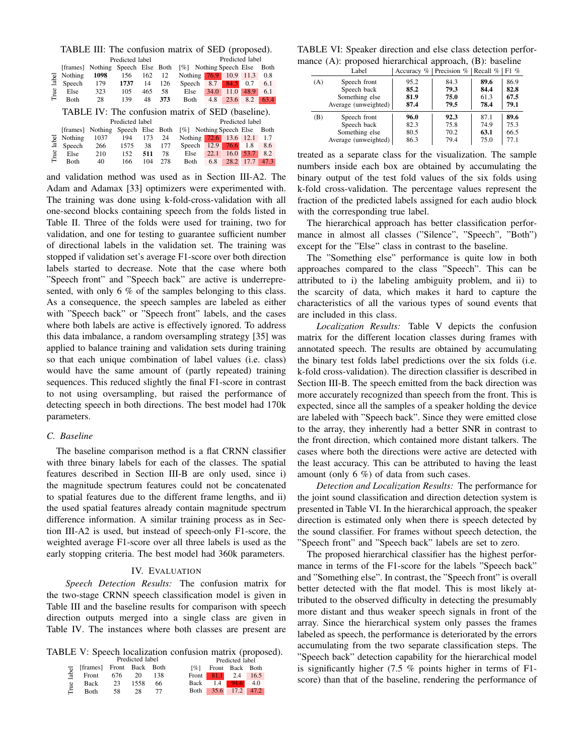TABLE III: The confusion matrix of SED (proposed).

| | [frames] | Nothing | Speech | Else | Both | [%] | Nothing | Speech | Else | Both |
|---|---|---|---|---|---|---|---|---|---|---|
| | | Predicted label | | | | | Predicted label | | | |
| True label | Nothing | **1098** | 156 | 162 | 12 | Nothing | 76.9 | 10.9 | 11.3 | 0.8 |
| | Speech | 179 | **1737** | 14 | 126 | Speech | 8.7 | 84.5 | 0.7 | 6.1 |
| | Else | 323 | 105 | 465 | 58 | Else | 34.0 | 11.0 | 48.9 | 6.1 |
| | Both | 28 | 139 | 48 | **373** | Both | 4.8 | 23.6 | 8.2 | 63.4 |

TABLE IV: The confusion matrix of SED (baseline).

| | [frames] | Nothing | Speech | Else | Both | [%] | Nothing | Speech | Else | Both |
|---|---|---|---|---|---|---|---|---|---|---|
| | | Predicted label | | | | | Predicted label | | | |
| True label | Nothing | 1037 | 194 | 173 | 24 | Nothing | 72.6 | 13.6 | 12.1 | 1.7 |
| | Speech | 266 | 1575 | 38 | 177 | Speech | 12.9 | 76.6 | 1.8 | 8.6 |
| | Else | 210 | 152 | **511** | 78 | Else | 22.1 | 16.0 | 53.7 | 8.2 |
| | Both | 40 | 166 | 104 | 278 | Both | 6.8 | 28.2 | 17.7 | 47.3 |

and validation method was used as in Section III-A2. The Adam and Adamax [33] optimizers were experimented with. The training was done using k-fold-cross-validation with all one-second blocks containing speech from the folds listed in Table II. Three of the folds were used for training, two for validation, and one for testing to guarantee sufficient number of directional labels in the validation set. The training was stopped if validation set's average F1-score over both direction labels started to decrease. Note that the case where both "Speech front" and "Speech back" are active is underrepresented, with only 6 % of the samples belonging to this class. As a consequence, the speech samples are labeled as either with "Speech back" or "Speech front" labels, and the cases where both labels are active is effectively ignored. To address this data imbalance, a random oversampling strategy [35] was applied to balance training and validation sets during training so that each unique combination of label values (i.e. class) would have the same amount of (partly repeated) training sequences. This reduced slightly the final F1-score in contrast to not using oversampling, but raised the performance of detecting speech in both directions. The best model had 170k parameters.

### C. Baseline

The baseline comparison method is a flat CRNN classifier with three binary labels for each of the classes. The spatial features described in Section III-B are only used, since i) the magnitude spectrum features could not be concatenated to spatial features due to the different frame lengths, and ii) the used spatial features already contain magnitude spectrum difference information. A similar training process as in Section III-A2 is used, but instead of speech-only F1-score, the weighted average F1-score over all three labels is used as the early stopping criteria. The best model had 360k parameters.

## IV. Evaluation

*Speech Detection Results:* The confusion matrix for the two-stage CRNN speech classification model is given in Table III and the baseline results for comparison with speech direction outputs merged into a single class are given in Table IV. The instances where both classes are present are treated as a separate class for the visualization. The sample numbers inside each box are obtained by accumulating the binary output of the test fold values of the six folds using k-fold cross-validation. The percentage values represent the fraction of the predicted labels assigned for each audio block with the corresponding true label.

TABLE V: Speech localization confusion matrix (proposed).

| | [frames] | Front | Back | Both | [%] | Front | Back | Both |
|---|---|---|---|---|---|---|---|---|
| | | Predicted label | | | | Predicted label | | |
| True label | Front | 676 | 20 | 138 | Front | 81.1 | 2.4 | 16.5 |
| | Back | 23 | 1558 | 66 | Back | 1.4 | 94.6 | 4.0 |
| | Both | 58 | 28 | 77 | Both | 35.6 | 17.2 | 47.2 |

TABLE VI: Speaker direction and else class detection performance (A): proposed hierarchical approach, (B): baseline

| | Label | Accuracy % | Precision % | Recall % | F1 % |
|---|---|---|---|---|---|
| (A) | Speech front | 95.2 | 84.3 | **89.6** | 86.9 |
| | Speech back | **85.2** | **79.3** | **84.4** | **82.8** |
| | Something else | **81.9** | **75.0** | 61.3 | **67.5** |
| | Average (unweighted) | **87.4** | **79.5** | **78.4** | **79.1** |
| (B) | Speech front | **96.0** | **92.3** | 87.1 | **89.6** |
| | Speech back | 82.3 | 75.8 | 74.9 | 75.3 |
| | Something else | 80.5 | 70.2 | **63.1** | 66.5 |
| | Average (unweighted) | 86.3 | 79.4 | 75.0 | 77.1 |

The hierarchical approach has better classification performance in almost all classes ("Silence", "Speech", "Both") except for the "Else" class in contrast to the baseline.

The "Something else" performance is quite low in both approaches compared to the class "Speech". This can be attributed to i) the labeling ambiguity problem, and ii) to the scarcity of data, which makes it hard to capture the characteristics of all the various types of sound events that are included in this class.

*Localization Results:* Table V depicts the confusion matrix for the different location classes during frames with annotated speech. The results are obtained by accumulating the binary test folds label predictions over the six folds (i.e. k-fold cross-validation). The direction classifier is described in Section III-B. The speech emitted from the back direction was more accurately recognized than speech from the front. This is expected, since all the samples of a speaker holding the device are labeled with "Speech back". Since they were emitted close to the array, they inherently had a better SNR in contrast to the front direction, which contained more distant talkers. The cases where both the directions were active are detected with the least accuracy. This can be attributed to having the least amount (only 6 %) of data from such cases.

*Detection and Localization Results:* The performance for the joint sound classification and direction detection system is presented in Table VI. In the hierarchical approach, the speaker direction is estimated only when there is speech detected by the sound classifier. For frames without speech detection, the "Speech front" and "Speech back" labels are set to zero.

The proposed hierarchical classifier has the highest performance in terms of the F1-score for the labels "Speech back" and "Something else". In contrast, the "Speech front" is overall better detected with the flat model. This is most likely attributed to the observed difficulty in detecting the presumably more distant and thus weaker speech signals in front of the array. Since the hierarchical system only passes the frames labeled as speech, the performance is deteriorated by the errors accumulating from the two separate classification steps. The "Speech back" detection capability for the hierarchical model is significantly higher (7.5 % points higher in terms of F1-score) than that of the baseline, rendering the performance of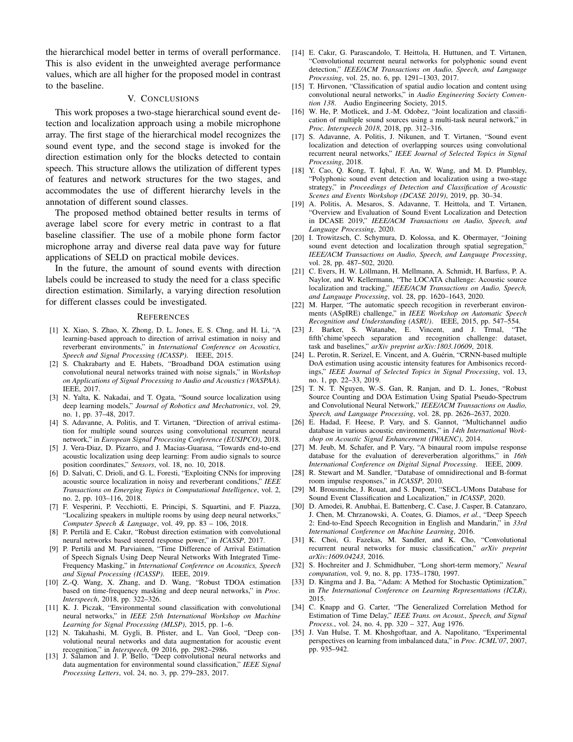the hierarchical model better in terms of overall performance. This is also evident in the unweighted average performance values, which are all higher for the proposed model in contrast to the baseline.

## V. Conclusions

This work proposes a two-stage hierarchical sound event detection and localization approach using a mobile microphone array. The first stage of the hierarchical model recognizes the sound event type, and the second stage is invoked for the direction estimation only for the blocks detected to contain speech. This structure allows the utilization of different types of features and network structures for the two stages, and accommodates the use of different hierarchy levels in the annotation of different sound classes.

The proposed method obtained better results in terms of average label score for every metric in contrast to a flat baseline classifier. The use of a mobile phone form factor microphone array and diverse real data pave way for future applications of SELD on practical mobile devices.

In the future, the amount of sound events with direction labels could be increased to study the need for a class specific direction estimation. Similarly, a varying direction resolution for different classes could be investigated.

## References

[1] X. Xiao, S. Zhao, X. Zhong, D. L. Jones, E. S. Chng, and H. Li, "A learning-based approach to direction of arrival estimation in noisy and reverberant environments," in *International Conference on Acoustics, Speech and Signal Processing (ICASSP)*. IEEE, 2015.

[2] S. Chakrabarty and E. Habets, "Broadband DOA estimation using convolutional neural networks trained with noise signals," in *Workshop on Applications of Signal Processing to Audio and Acoustics (WASPAA)*. IEEE, 2017.

[3] N. Yalta, K. Nakadai, and T. Ogata, "Sound source localization using deep learning models," *Journal of Robotics and Mechatronics*, vol. 29, no. 1, pp. 37–48, 2017.

[4] S. Adavanne, A. Politis, and T. Virtanen, "Direction of arrival estimation for multiple sound sources using convolutional recurrent neural network," in *European Signal Processing Conference (EUSIPCO)*, 2018.

[5] J. Vera-Diaz, D. Pizarro, and J. Macias-Guarasa, "Towards end-to-end acoustic localization using deep learning: From audio signals to source position coordinates," *Sensors*, vol. 18, no. 10, 2018.

[6] D. Salvati, C. Drioli, and G. L. Foresti, "Exploiting CNNs for improving acoustic source localization in noisy and reverberant conditions," *IEEE Transactions on Emerging Topics in Computational Intelligence*, vol. 2, no. 2, pp. 103–116, 2018.

[7] F. Vesperini, P. Vecchiotti, E. Principi, S. Squartini, and F. Piazza, "Localizing speakers in multiple rooms by using deep neural networks," *Computer Speech & Language*, vol. 49, pp. 83 – 106, 2018.

[8] P. Pertilä and E. Cakır, "Robust direction estimation with convolutional neural networks based steered response power," in *ICASSP*, 2017.

[9] P. Pertilä and M. Parviainen, "Time Difference of Arrival Estimation of Speech Signals Using Deep Neural Networks With Integrated Time-Frequency Masking," in *International Conference on Acoustics, Speech and Signal Processing (ICASSP)*. IEEE, 2019.

[10] Z.-Q. Wang, X. Zhang, and D. Wang, "Robust TDOA estimation based on time-frequency masking and deep neural networks," in *Proc. Interspeech*, 2018, pp. 322–326.

[11] K. J. Piczak, "Environmental sound classification with convolutional neural networks," in *IEEE 25th International Workshop on Machine Learning for Signal Processing (MLSP)*, 2015, pp. 1–6.

[12] N. Takahashi, M. Gygli, B. Pfister, and L. Van Gool, "Deep convolutional neural networks and data augmentation for acoustic event recognition," in *Interspeech*, 09 2016, pp. 2982–2986.

[13] J. Salamon and J. P. Bello, "Deep convolutional neural networks and data augmentation for environmental sound classification," *IEEE Signal Processing Letters*, vol. 24, no. 3, pp. 279–283, 2017.

[14] E. Cakır, G. Parascandolo, T. Heittola, H. Huttunen, and T. Virtanen, "Convolutional recurrent neural networks for polyphonic sound event detection," *IEEE/ACM Transactions on Audio, Speech, and Language Processing*, vol. 25, no. 6, pp. 1291–1303, 2017.

[15] T. Hirvonen, "Classification of spatial audio location and content using convolutional neural networks," in *Audio Engineering Society Convention 138*. Audio Engineering Society, 2015.

[16] W. He, P. Motlicek, and J.-M. Odobez, "Joint localization and classification of multiple sound sources using a multi-task neural network," in *Proc. Interspeech 2018*, 2018, pp. 312–316.

[17] S. Adavanne, A. Politis, J. Nikunen, and T. Virtanen, "Sound event localization and detection of overlapping sources using convolutional recurrent neural networks," *IEEE Journal of Selected Topics in Signal Processing*, 2018.

[18] Y. Cao, Q. Kong, T. Iqbal, F. An, W. Wang, and M. D. Plumbley, "Polyphonic sound event detection and localization using a two-stage strategy," in *Proceedings of Detection and Classification of Acoustic Scenes and Events Workshop (DCASE 2019)*, 2019, pp. 30–34.

[19] A. Politis, A. Mesaros, S. Adavanne, T. Heittola, and T. Virtanen, "Overview and Evaluation of Sound Event Localization and Detection in DCASE 2019," *IEEE/ACM Transactions on Audio, Speech, and Language Processing*, 2020.

[20] I. Trowitzsch, C. Schymura, D. Kolossa, and K. Obermayer, "Joining sound event detection and localization through spatial segregation," *IEEE/ACM Transactions on Audio, Speech, and Language Processing*, vol. 28, pp. 487–502, 2020.

[21] C. Evers, H. W. Löllmann, H. Mellmann, A. Schmidt, H. Barfuss, P. A. Naylor, and W. Kellermann, "The LOCATA challenge: Acoustic source localization and tracking," *IEEE/ACM Transactions on Audio, Speech, and Language Processing*, vol. 28, pp. 1620–1643, 2020.

[22] M. Harper, "The automatic speech recogition in reverberant environments (ASpIRE) challenge," in *IEEE Workshop on Automatic Speech Recognition and Understanding (ASRU)*. IEEE, 2015, pp. 547–554.

[23] J. Barker, S. Watanabe, E. Vincent, and J. Trmal, "The fifth'chime'speech separation and recognition challenge: dataset, task and baselines," *arXiv preprint arXiv:1803.10609*, 2018.

[24] L. Perotin, R. Serizel, E. Vincent, and A. Guérin, "CRNN-based multiple DoA estimation using acoustic intensity features for Ambisonics recordings," *IEEE Journal of Selected Topics in Signal Processing*, vol. 13, no. 1, pp. 22–33, 2019.

[25] T. N. T. Nguyen, W.-S. Gan, R. Ranjan, and D. L. Jones, "Robust Source Counting and DOA Estimation Using Spatial Pseudo-Spectrum and Convolutional Neural Network," *IEEE/ACM Transactions on Audio, Speech, and Language Processing*, vol. 28, pp. 2626–2637, 2020.

[26] E. Hadad, F. Heese, P. Vary, and S. Gannot, "Multichannel audio database in various acoustic environments," in *14th International Workshop on Acoustic Signal Enhancement (IWAENC)*, 2014.

[27] M. Jeub, M. Schafer, and P. Vary, "A binaural room impulse response database for the evaluation of dereverberation algorithms," in *16th International Conference on Digital Signal Processing*. IEEE, 2009.

[28] R. Stewart and M. Sandler, "Database of omnidirectional and B-format room impulse responses," in *ICASSP*, 2010.

[29] M. Brousmiche, J. Rouat, and S. Dupont, "SECL-UMons Database for Sound Event Classification and Localization," in *ICASSP*, 2020.

[30] D. Amodei, R. Anubhai, E. Battenberg, C. Case, J. Casper, B. Catanzaro, J. Chen, M. Chrzanowski, A. Coates, G. Diamos, *et al.*, "Deep Speech 2: End-to-End Speech Recognition in English and Mandarin," in *33rd International Conference on Machine Learning*, 2016.

[31] K. Choi, G. Fazekas, M. Sandler, and K. Cho, "Convolutional recurrent neural networks for music classification," *arXiv preprint arXiv:1609.04243*, 2016.

[32] S. Hochreiter and J. Schmidhuber, "Long short-term memory," *Neural computation*, vol. 9, no. 8, pp. 1735–1780, 1997.

[33] D. Kingma and J. Ba, "Adam: A Method for Stochastic Optimization," in *The International Conference on Learning Representations (ICLR)*, 2015.

[34] C. Knapp and G. Carter, "The Generalized Correlation Method for Estimation of Time Delay," *IEEE Trans. on Acoust., Speech, and Signal Process.*, vol. 24, no. 4, pp. 320 – 327, Aug 1976.

[35] J. Van Hulse, T. M. Khoshgoftaar, and A. Napolitano, "Experimental perspectives on learning from imbalanced data," in *Proc. ICML'07*, 2007, pp. 935–942.